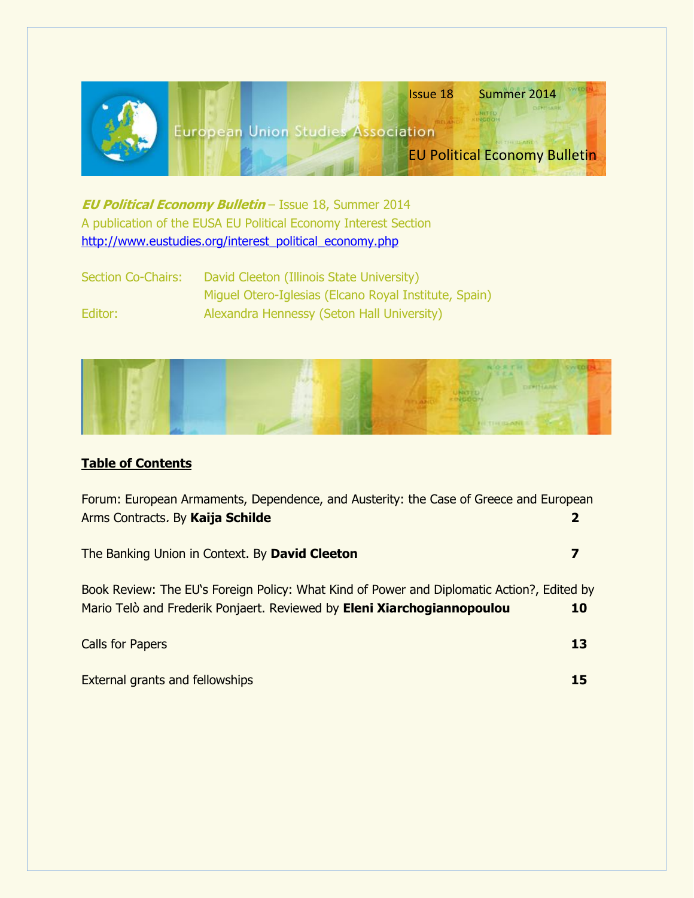Issue 18 Summer 2014

European Union Studies Association

EU Political Economy Bulletin

***EU Political Economy Bulletin*** – Issue 18, Summer 2014
A publication of the EUSA EU Political Economy Interest Section
http://www.eustudies.org/interest_political_economy.php

| | |
|---|---|
| Section Co-Chairs: | David Cleeton (Illinois State University) |
| | Miguel Otero-Iglesias (Elcano Royal Institute, Spain) |
| Editor: | Alexandra Hennessy (Seton Hall University) |

## Table of Contents

Forum: European Armaments, Dependence, and Austerity: the Case of Greece and European Arms Contracts. By **Kaija Schilde** **2**

The Banking Union in Context. By **David Cleeton** **7**

Book Review: The EU's Foreign Policy: What Kind of Power and Diplomatic Action?, Edited by Mario Telò and Frederik Ponjaert. Reviewed by **Eleni Xiarchogiannopoulou** **10**

Calls for Papers **13**

External grants and fellowships **15**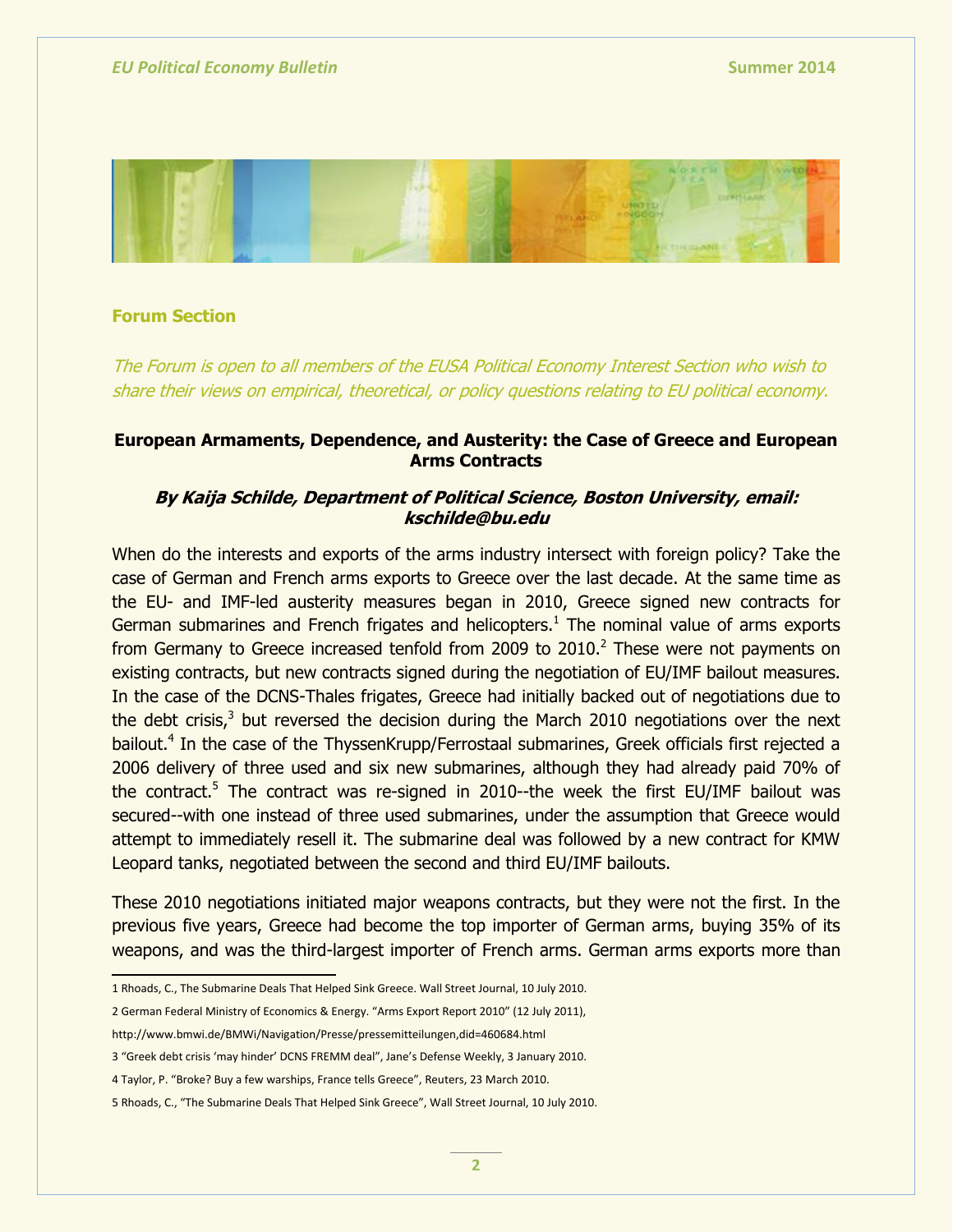## Forum Section

*The Forum is open to all members of the EUSA Political Economy Interest Section who wish to share their views on empirical, theoretical, or policy questions relating to EU political economy.*

### European Armaments, Dependence, and Austerity: the Case of Greece and European Arms Contracts

***By Kaija Schilde, Department of Political Science, Boston University, email: kschilde@bu.edu***

When do the interests and exports of the arms industry intersect with foreign policy? Take the case of German and French arms exports to Greece over the last decade. At the same time as the EU- and IMF-led austerity measures began in 2010, Greece signed new contracts for German submarines and French frigates and helicopters.[1] The nominal value of arms exports from Germany to Greece increased tenfold from 2009 to 2010.[2] These were not payments on existing contracts, but new contracts signed during the negotiation of EU/IMF bailout measures. In the case of the DCNS-Thales frigates, Greece had initially backed out of negotiations due to the debt crisis,[3] but reversed the decision during the March 2010 negotiations over the next bailout.[4] In the case of the ThyssenKrupp/Ferrostaal submarines, Greek officials first rejected a 2006 delivery of three used and six new submarines, although they had already paid 70% of the contract.[5] The contract was re-signed in 2010--the week the first EU/IMF bailout was secured--with one instead of three used submarines, under the assumption that Greece would attempt to immediately resell it. The submarine deal was followed by a new contract for KMW Leopard tanks, negotiated between the second and third EU/IMF bailouts.

These 2010 negotiations initiated major weapons contracts, but they were not the first. In the previous five years, Greece had become the top importer of German arms, buying 35% of its weapons, and was the third-largest importer of French arms. German arms exports more than

---

1 Rhoads, C., The Submarine Deals That Helped Sink Greece. Wall Street Journal, 10 July 2010.

2 German Federal Ministry of Economics & Energy. "Arms Export Report 2010" (12 July 2011), http://www.bmwi.de/BMWi/Navigation/Presse/pressemitteilungen,did=460684.html

3 "Greek debt crisis 'may hinder' DCNS FREMM deal", Jane's Defense Weekly, 3 January 2010.

4 Taylor, P. "Broke? Buy a few warships, France tells Greece", Reuters, 23 March 2010.

5 Rhoads, C., "The Submarine Deals That Helped Sink Greece", Wall Street Journal, 10 July 2010.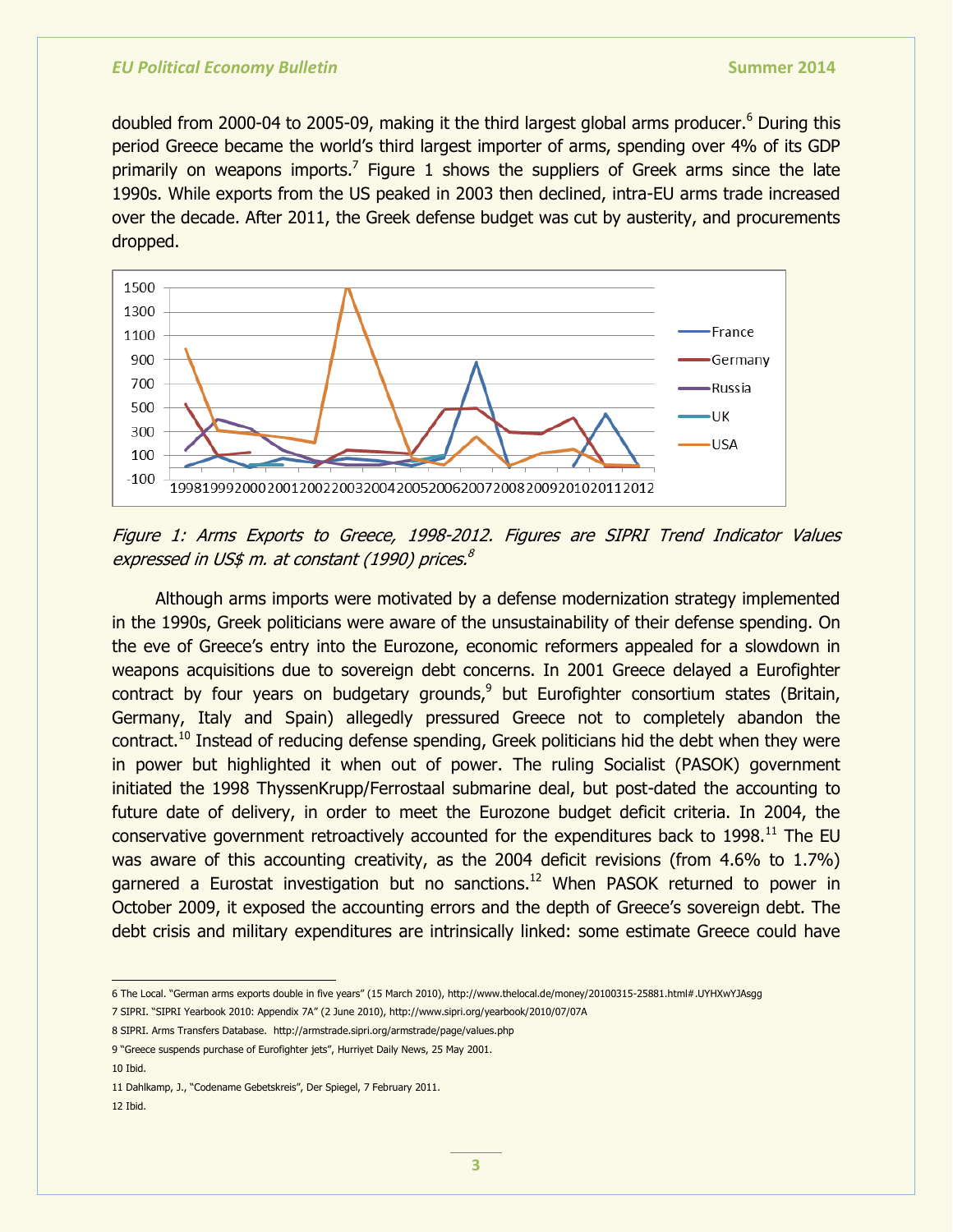doubled from 2000-04 to 2005-09, making it the third largest global arms producer.[6] During this period Greece became the world's third largest importer of arms, spending over 4% of its GDP primarily on weapons imports.[7] Figure 1 shows the suppliers of Greek arms since the late 1990s. While exports from the US peaked in 2003 then declined, intra-EU arms trade increased over the decade. After 2011, the Greek defense budget was cut by austerity, and procurements dropped.

*Figure 1: Arms Exports to Greece, 1998-2012. Figures are SIPRI Trend Indicator Values expressed in US$ m. at constant (1990) prices.[8]*

Although arms imports were motivated by a defense modernization strategy implemented in the 1990s, Greek politicians were aware of the unsustainability of their defense spending. On the eve of Greece's entry into the Eurozone, economic reformers appealed for a slowdown in weapons acquisitions due to sovereign debt concerns. In 2001 Greece delayed a Eurofighter contract by four years on budgetary grounds,[9] but Eurofighter consortium states (Britain, Germany, Italy and Spain) allegedly pressured Greece not to completely abandon the contract.[10] Instead of reducing defense spending, Greek politicians hid the debt when they were in power but highlighted it when out of power. The ruling Socialist (PASOK) government initiated the 1998 ThyssenKrupp/Ferrostaal submarine deal, but post-dated the accounting to future date of delivery, in order to meet the Eurozone budget deficit criteria. In 2004, the conservative government retroactively accounted for the expenditures back to 1998.[11] The EU was aware of this accounting creativity, as the 2004 deficit revisions (from 4.6% to 1.7%) garnered a Eurostat investigation but no sanctions.[12] When PASOK returned to power in October 2009, it exposed the accounting errors and the depth of Greece's sovereign debt. The debt crisis and military expenditures are intrinsically linked: some estimate Greece could have

---

6 The Local. "German arms exports double in five years" (15 March 2010), http://www.thelocal.de/money/20100315-25881.html#.UYHXwYJAsgg

7 SIPRI. "SIPRI Yearbook 2010: Appendix 7A" (2 June 2010), http://www.sipri.org/yearbook/2010/07/07A

8 SIPRI. Arms Transfers Database. http://armstrade.sipri.org/armstrade/page/values.php

9 "Greece suspends purchase of Eurofighter jets", Hurriyet Daily News, 25 May 2001.

10 Ibid.

11 Dahlkamp, J., "Codename Gebetskreis", Der Spiegel, 7 February 2011.

12 Ibid.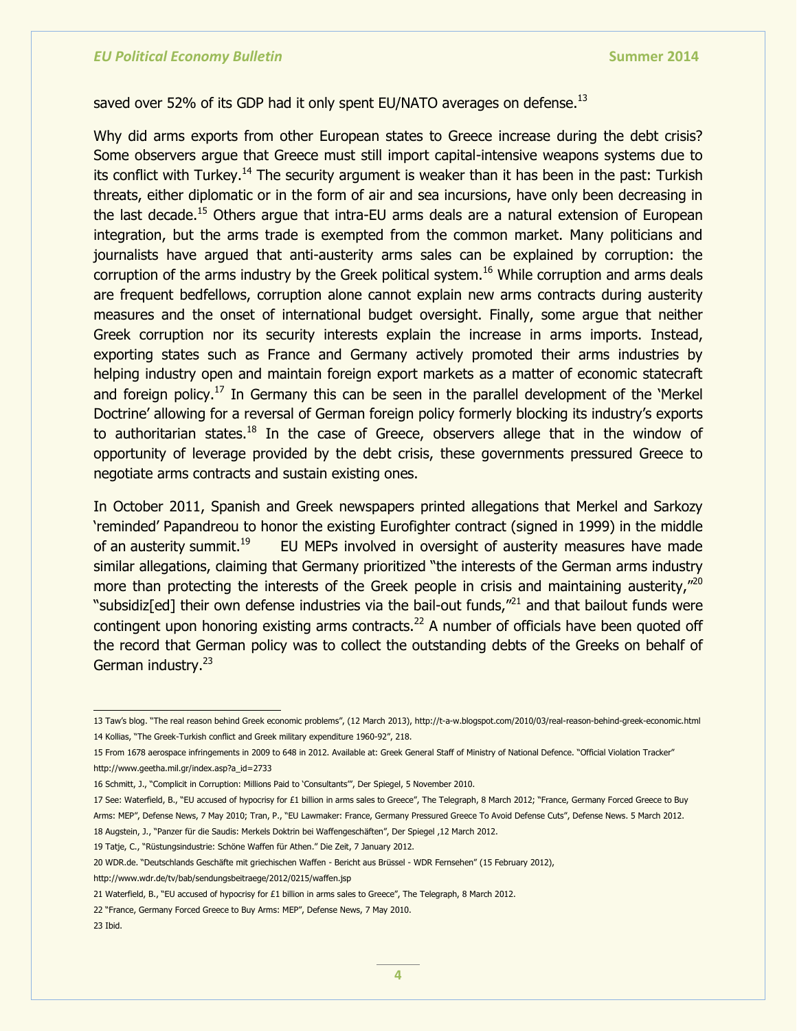saved over 52% of its GDP had it only spent EU/NATO averages on defense.[13]

Why did arms exports from other European states to Greece increase during the debt crisis? Some observers argue that Greece must still import capital-intensive weapons systems due to its conflict with Turkey.[14] The security argument is weaker than it has been in the past: Turkish threats, either diplomatic or in the form of air and sea incursions, have only been decreasing in the last decade.[15] Others argue that intra-EU arms deals are a natural extension of European integration, but the arms trade is exempted from the common market. Many politicians and journalists have argued that anti-austerity arms sales can be explained by corruption: the corruption of the arms industry by the Greek political system.[16] While corruption and arms deals are frequent bedfellows, corruption alone cannot explain new arms contracts during austerity measures and the onset of international budget oversight. Finally, some argue that neither Greek corruption nor its security interests explain the increase in arms imports. Instead, exporting states such as France and Germany actively promoted their arms industries by helping industry open and maintain foreign export markets as a matter of economic statecraft and foreign policy.[17] In Germany this can be seen in the parallel development of the 'Merkel Doctrine' allowing for a reversal of German foreign policy formerly blocking its industry's exports to authoritarian states.[18] In the case of Greece, observers allege that in the window of opportunity of leverage provided by the debt crisis, these governments pressured Greece to negotiate arms contracts and sustain existing ones.

In October 2011, Spanish and Greek newspapers printed allegations that Merkel and Sarkozy 'reminded' Papandreou to honor the existing Eurofighter contract (signed in 1999) in the middle of an austerity summit.[19] EU MEPs involved in oversight of austerity measures have made similar allegations, claiming that Germany prioritized "the interests of the German arms industry more than protecting the interests of the Greek people in crisis and maintaining austerity,"[20] "subsidiz[ed] their own defense industries via the bail-out funds,"[21] and that bailout funds were contingent upon honoring existing arms contracts.[22] A number of officials have been quoted off the record that German policy was to collect the outstanding debts of the Greeks on behalf of German industry.[23]

---

13 Taw's blog. "The real reason behind Greek economic problems", (12 March 2013), http://t-a-w.blogspot.com/2010/03/real-reason-behind-greek-economic.html

14 Kollias, "The Greek-Turkish conflict and Greek military expenditure 1960-92", 218.

15 From 1678 aerospace infringements in 2009 to 648 in 2012. Available at: Greek General Staff of Ministry of National Defence. "Official Violation Tracker" http://www.geetha.mil.gr/index.asp?a_id=2733

16 Schmitt, J., "Complicit in Corruption: Millions Paid to 'Consultants'", Der Spiegel, 5 November 2010.

17 See: Waterfield, B., "EU accused of hypocrisy for £1 billion in arms sales to Greece", The Telegraph, 8 March 2012; "France, Germany Forced Greece to Buy Arms: MEP", Defense News, 7 May 2010; Tran, P., "EU Lawmaker: France, Germany Pressured Greece To Avoid Defense Cuts", Defense News. 5 March 2012.

18 Augstein, J., "Panzer für die Saudis: Merkels Doktrin bei Waffengeschäften", Der Spiegel ,12 March 2012.

19 Tatje, C., "Rüstungsindustrie: Schöne Waffen für Athen." Die Zeit, 7 January 2012.

20 WDR.de. "Deutschlands Geschäfte mit griechischen Waffen - Bericht aus Brüssel - WDR Fernsehen" (15 February 2012), http://www.wdr.de/tv/bab/sendungsbeitraege/2012/0215/waffen.jsp

21 Waterfield, B., "EU accused of hypocrisy for £1 billion in arms sales to Greece", The Telegraph, 8 March 2012.

22 "France, Germany Forced Greece to Buy Arms: MEP", Defense News, 7 May 2010.

23 Ibid.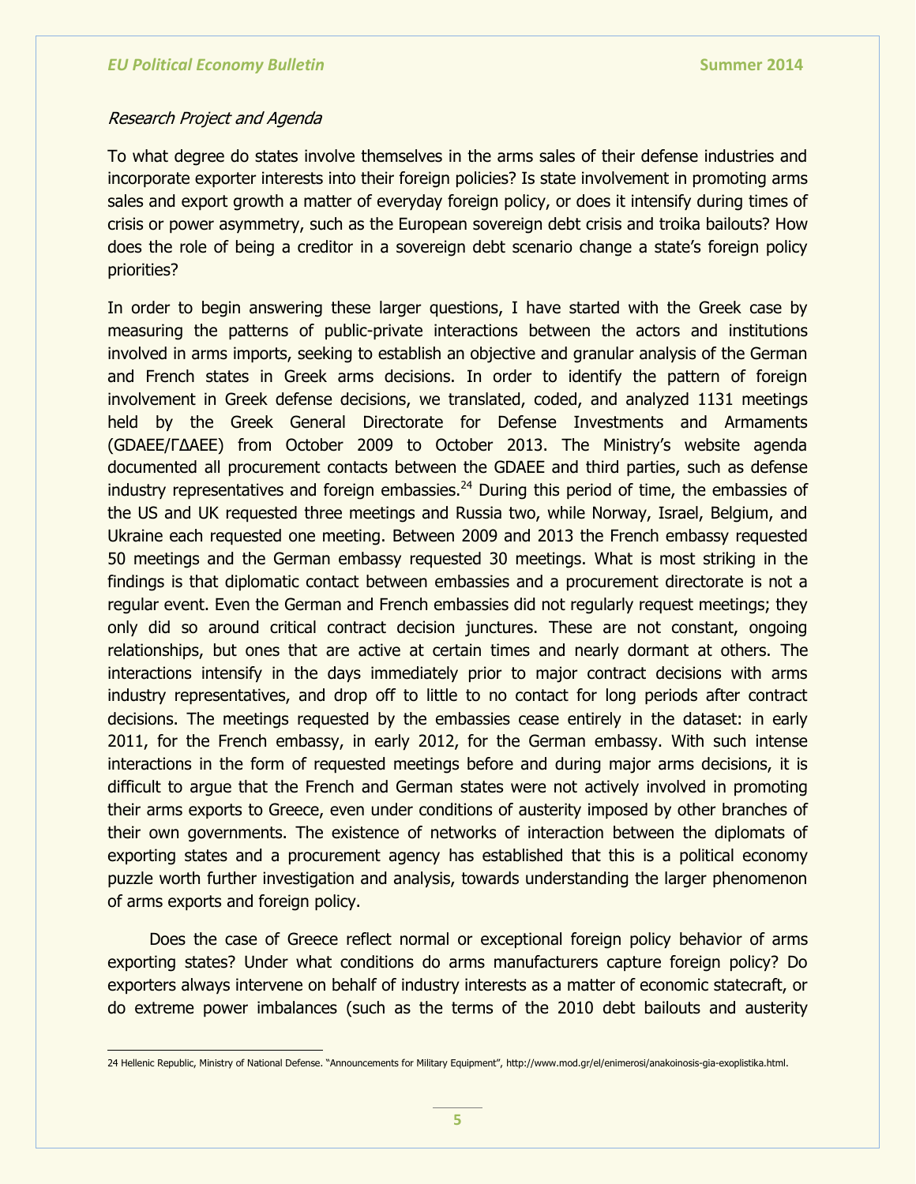*Research Project and Agenda*

To what degree do states involve themselves in the arms sales of their defense industries and incorporate exporter interests into their foreign policies? Is state involvement in promoting arms sales and export growth a matter of everyday foreign policy, or does it intensify during times of crisis or power asymmetry, such as the European sovereign debt crisis and troika bailouts? How does the role of being a creditor in a sovereign debt scenario change a state's foreign policy priorities?

In order to begin answering these larger questions, I have started with the Greek case by measuring the patterns of public-private interactions between the actors and institutions involved in arms imports, seeking to establish an objective and granular analysis of the German and French states in Greek arms decisions. In order to identify the pattern of foreign involvement in Greek defense decisions, we translated, coded, and analyzed 1131 meetings held by the Greek General Directorate for Defense Investments and Armaments (GDAEE/ΓΔΑΕΕ) from October 2009 to October 2013. The Ministry's website agenda documented all procurement contacts between the GDAEE and third parties, such as defense industry representatives and foreign embassies.[24] During this period of time, the embassies of the US and UK requested three meetings and Russia two, while Norway, Israel, Belgium, and Ukraine each requested one meeting. Between 2009 and 2013 the French embassy requested 50 meetings and the German embassy requested 30 meetings. What is most striking in the findings is that diplomatic contact between embassies and a procurement directorate is not a regular event. Even the German and French embassies did not regularly request meetings; they only did so around critical contract decision junctures. These are not constant, ongoing relationships, but ones that are active at certain times and nearly dormant at others. The interactions intensify in the days immediately prior to major contract decisions with arms industry representatives, and drop off to little to no contact for long periods after contract decisions. The meetings requested by the embassies cease entirely in the dataset: in early 2011, for the French embassy, in early 2012, for the German embassy. With such intense interactions in the form of requested meetings before and during major arms decisions, it is difficult to argue that the French and German states were not actively involved in promoting their arms exports to Greece, even under conditions of austerity imposed by other branches of their own governments. The existence of networks of interaction between the diplomats of exporting states and a procurement agency has established that this is a political economy puzzle worth further investigation and analysis, towards understanding the larger phenomenon of arms exports and foreign policy.

Does the case of Greece reflect normal or exceptional foreign policy behavior of arms exporting states? Under what conditions do arms manufacturers capture foreign policy? Do exporters always intervene on behalf of industry interests as a matter of economic statecraft, or do extreme power imbalances (such as the terms of the 2010 debt bailouts and austerity

---

24 Hellenic Republic, Ministry of National Defense. "Announcements for Military Equipment", http://www.mod.gr/el/enimerosi/anakoinosis-gia-exoplistika.html.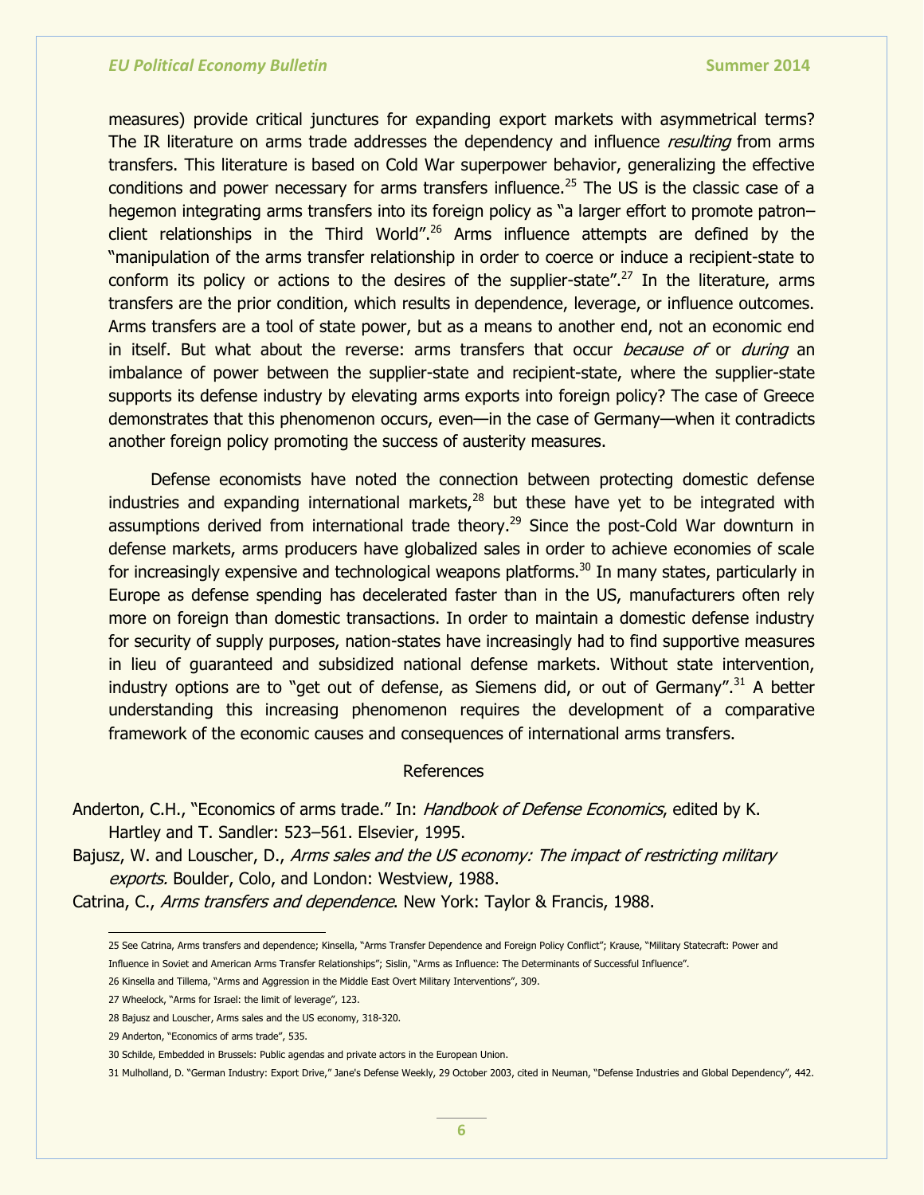measures) provide critical junctures for expanding export markets with asymmetrical terms? The IR literature on arms trade addresses the dependency and influence *resulting* from arms transfers. This literature is based on Cold War superpower behavior, generalizing the effective conditions and power necessary for arms transfers influence.[25] The US is the classic case of a hegemon integrating arms transfers into its foreign policy as "a larger effort to promote patron–client relationships in the Third World".[26] Arms influence attempts are defined by the "manipulation of the arms transfer relationship in order to coerce or induce a recipient-state to conform its policy or actions to the desires of the supplier-state".[27] In the literature, arms transfers are the prior condition, which results in dependence, leverage, or influence outcomes. Arms transfers are a tool of state power, but as a means to another end, not an economic end in itself. But what about the reverse: arms transfers that occur *because of* or *during* an imbalance of power between the supplier-state and recipient-state, where the supplier-state supports its defense industry by elevating arms exports into foreign policy? The case of Greece demonstrates that this phenomenon occurs, even—in the case of Germany—when it contradicts another foreign policy promoting the success of austerity measures.

Defense economists have noted the connection between protecting domestic defense industries and expanding international markets,[28] but these have yet to be integrated with assumptions derived from international trade theory.[29] Since the post-Cold War downturn in defense markets, arms producers have globalized sales in order to achieve economies of scale for increasingly expensive and technological weapons platforms.[30] In many states, particularly in Europe as defense spending has decelerated faster than in the US, manufacturers often rely more on foreign than domestic transactions. In order to maintain a domestic defense industry for security of supply purposes, nation-states have increasingly had to find supportive measures in lieu of guaranteed and subsidized national defense markets. Without state intervention, industry options are to "get out of defense, as Siemens did, or out of Germany".[31] A better understanding this increasing phenomenon requires the development of a comparative framework of the economic causes and consequences of international arms transfers.

## References

Anderton, C.H., "Economics of arms trade." In: *Handbook of Defense Economics*, edited by K. Hartley and T. Sandler: 523–561. Elsevier, 1995.

Bajusz, W. and Louscher, D., *Arms sales and the US economy: The impact of restricting military exports.* Boulder, Colo, and London: Westview, 1988.

Catrina, C., *Arms transfers and dependence*. New York: Taylor & Francis, 1988.

---

25 See Catrina, Arms transfers and dependence; Kinsella, "Arms Transfer Dependence and Foreign Policy Conflict"; Krause, "Military Statecraft: Power and Influence in Soviet and American Arms Transfer Relationships"; Sislin, "Arms as Influence: The Determinants of Successful Influence".

26 Kinsella and Tillema, "Arms and Aggression in the Middle East Overt Military Interventions", 309.

27 Wheelock, "Arms for Israel: the limit of leverage", 123.

28 Bajusz and Louscher, Arms sales and the US economy, 318-320.

29 Anderton, "Economics of arms trade", 535.

30 Schilde, Embedded in Brussels: Public agendas and private actors in the European Union.

31 Mulholland, D. "German Industry: Export Drive," Jane's Defense Weekly, 29 October 2003, cited in Neuman, "Defense Industries and Global Dependency", 442.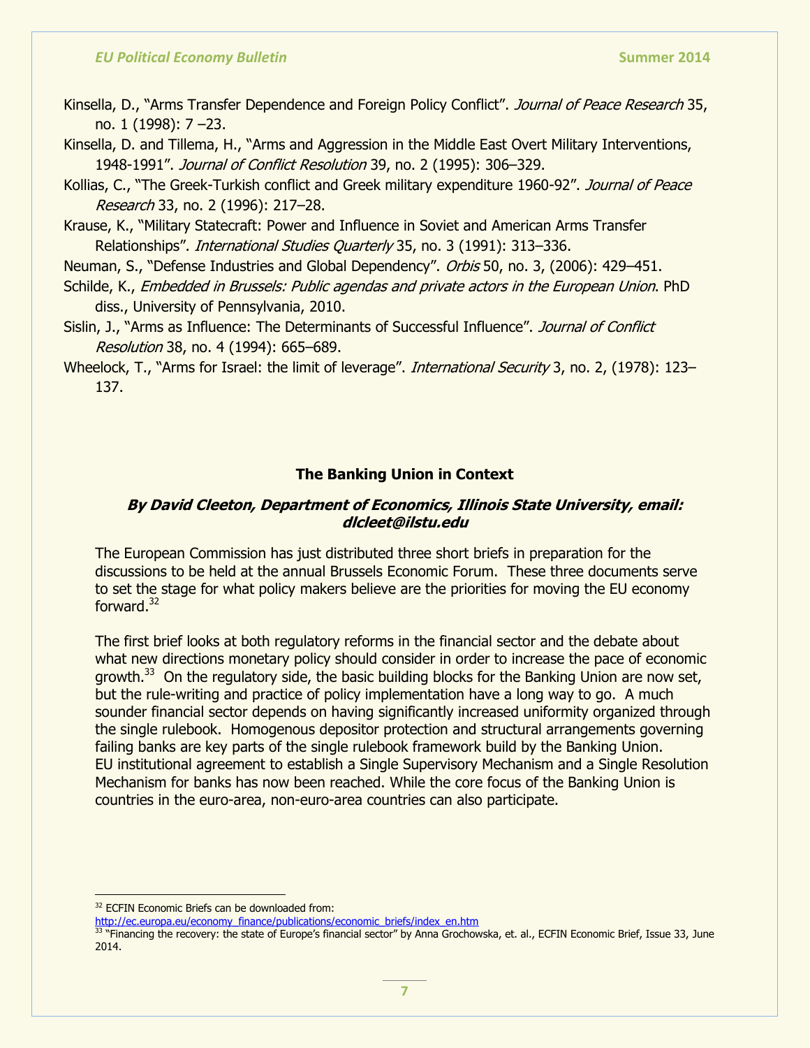Kinsella, D., "Arms Transfer Dependence and Foreign Policy Conflict". *Journal of Peace Research* 35, no. 1 (1998): 7 –23.

Kinsella, D. and Tillema, H., "Arms and Aggression in the Middle East Overt Military Interventions, 1948-1991". *Journal of Conflict Resolution* 39, no. 2 (1995): 306–329.

Kollias, C., "The Greek-Turkish conflict and Greek military expenditure 1960-92". *Journal of Peace Research* 33, no. 2 (1996): 217–28.

Krause, K., "Military Statecraft: Power and Influence in Soviet and American Arms Transfer Relationships". *International Studies Quarterly* 35, no. 3 (1991): 313–336.

Neuman, S., "Defense Industries and Global Dependency". *Orbis* 50, no. 3, (2006): 429–451.

Schilde, K., *Embedded in Brussels: Public agendas and private actors in the European Union*. PhD diss., University of Pennsylvania, 2010.

Sislin, J., "Arms as Influence: The Determinants of Successful Influence". *Journal of Conflict Resolution* 38, no. 4 (1994): 665–689.

Wheelock, T., "Arms for Israel: the limit of leverage". *International Security* 3, no. 2, (1978): 123–137.

## The Banking Union in Context

***By David Cleeton, Department of Economics, Illinois State University, email: dlcleet@ilstu.edu***

The European Commission has just distributed three short briefs in preparation for the discussions to be held at the annual Brussels Economic Forum. These three documents serve to set the stage for what policy makers believe are the priorities for moving the EU economy forward.[32]

The first brief looks at both regulatory reforms in the financial sector and the debate about what new directions monetary policy should consider in order to increase the pace of economic growth.[33] On the regulatory side, the basic building blocks for the Banking Union are now set, but the rule-writing and practice of policy implementation have a long way to go. A much sounder financial sector depends on having significantly increased uniformity organized through the single rulebook. Homogenous depositor protection and structural arrangements governing failing banks are key parts of the single rulebook framework build by the Banking Union. EU institutional agreement to establish a Single Supervisory Mechanism and a Single Resolution Mechanism for banks has now been reached. While the core focus of the Banking Union is countries in the euro-area, non-euro-area countries can also participate.

---

[32] ECFIN Economic Briefs can be downloaded from: http://ec.europa.eu/economy_finance/publications/economic_briefs/index_en.htm

[33] "Financing the recovery: the state of Europe's financial sector" by Anna Grochowska, et. al., ECFIN Economic Brief, Issue 33, June 2014.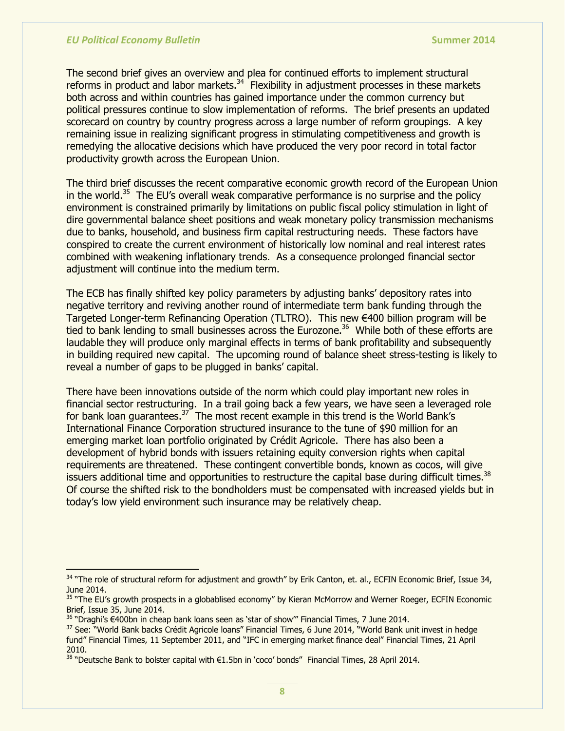The second brief gives an overview and plea for continued efforts to implement structural reforms in product and labor markets.[34] Flexibility in adjustment processes in these markets both across and within countries has gained importance under the common currency but political pressures continue to slow implementation of reforms. The brief presents an updated scorecard on country by country progress across a large number of reform groupings. A key remaining issue in realizing significant progress in stimulating competitiveness and growth is remedying the allocative decisions which have produced the very poor record in total factor productivity growth across the European Union.

The third brief discusses the recent comparative economic growth record of the European Union in the world.[35] The EU's overall weak comparative performance is no surprise and the policy environment is constrained primarily by limitations on public fiscal policy stimulation in light of dire governmental balance sheet positions and weak monetary policy transmission mechanisms due to banks, household, and business firm capital restructuring needs. These factors have conspired to create the current environment of historically low nominal and real interest rates combined with weakening inflationary trends. As a consequence prolonged financial sector adjustment will continue into the medium term.

The ECB has finally shifted key policy parameters by adjusting banks' depository rates into negative territory and reviving another round of intermediate term bank funding through the Targeted Longer-term Refinancing Operation (TLTRO). This new €400 billion program will be tied to bank lending to small businesses across the Eurozone.[36] While both of these efforts are laudable they will produce only marginal effects in terms of bank profitability and subsequently in building required new capital. The upcoming round of balance sheet stress-testing is likely to reveal a number of gaps to be plugged in banks' capital.

There have been innovations outside of the norm which could play important new roles in financial sector restructuring. In a trail going back a few years, we have seen a leveraged role for bank loan guarantees.[37] The most recent example in this trend is the World Bank's International Finance Corporation structured insurance to the tune of $90 million for an emerging market loan portfolio originated by Crédit Agricole. There has also been a development of hybrid bonds with issuers retaining equity conversion rights when capital requirements are threatened. These contingent convertible bonds, known as cocos, will give issuers additional time and opportunities to restructure the capital base during difficult times.[38] Of course the shifted risk to the bondholders must be compensated with increased yields but in today's low yield environment such insurance may be relatively cheap.

---

[34] "The role of structural reform for adjustment and growth" by Erik Canton, et. al., ECFIN Economic Brief, Issue 34, June 2014.

[35] "The EU's growth prospects in a globablised economy" by Kieran McMorrow and Werner Roeger, ECFIN Economic Brief, Issue 35, June 2014.

[36] "Draghi's €400bn in cheap bank loans seen as 'star of show'" Financial Times, 7 June 2014.

[37] See: "World Bank backs Crédit Agricole loans" Financial Times, 6 June 2014, "World Bank unit invest in hedge fund" Financial Times, 11 September 2011, and "IFC in emerging market finance deal" Financial Times, 21 April 2010.

[38] "Deutsche Bank to bolster capital with €1.5bn in 'coco' bonds" Financial Times, 28 April 2014.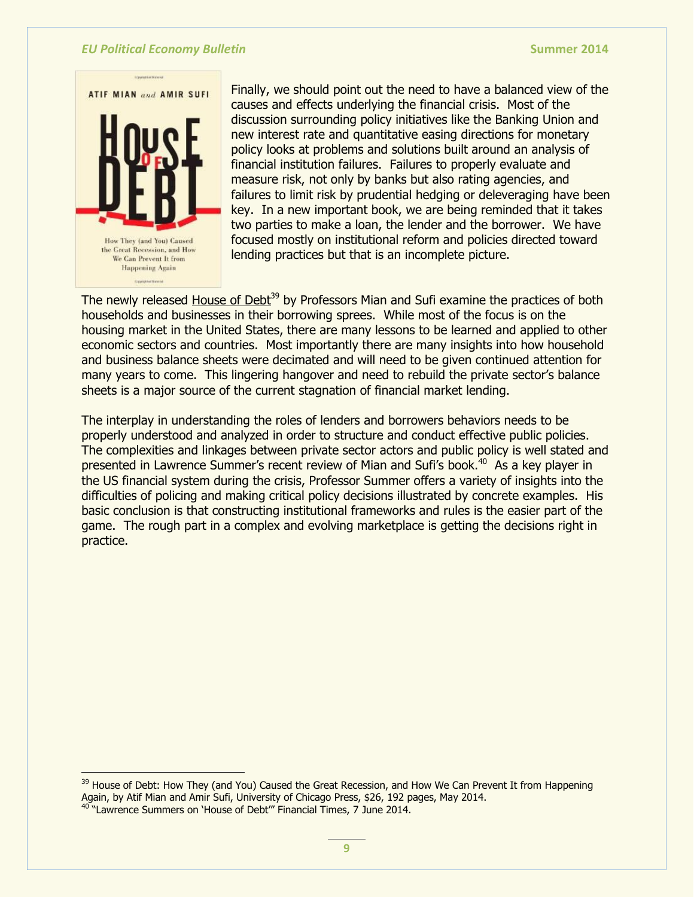Finally, we should point out the need to have a balanced view of the causes and effects underlying the financial crisis. Most of the discussion surrounding policy initiatives like the Banking Union and new interest rate and quantitative easing directions for monetary policy looks at problems and solutions built around an analysis of financial institution failures. Failures to properly evaluate and measure risk, not only by banks but also rating agencies, and failures to limit risk by prudential hedging or deleveraging have been key. In a new important book, we are being reminded that it takes two parties to make a loan, the lender and the borrower. We have focused mostly on institutional reform and policies directed toward lending practices but that is an incomplete picture.

The newly released House of Debt[39] by Professors Mian and Sufi examine the practices of both households and businesses in their borrowing sprees. While most of the focus is on the housing market in the United States, there are many lessons to be learned and applied to other economic sectors and countries. Most importantly there are many insights into how household and business balance sheets were decimated and will need to be given continued attention for many years to come. This lingering hangover and need to rebuild the private sector's balance sheets is a major source of the current stagnation of financial market lending.

The interplay in understanding the roles of lenders and borrowers behaviors needs to be properly understood and analyzed in order to structure and conduct effective public policies. The complexities and linkages between private sector actors and public policy is well stated and presented in Lawrence Summer's recent review of Mian and Sufi's book.[40] As a key player in the US financial system during the crisis, Professor Summer offers a variety of insights into the difficulties of policing and making critical policy decisions illustrated by concrete examples. His basic conclusion is that constructing institutional frameworks and rules is the easier part of the game. The rough part in a complex and evolving marketplace is getting the decisions right in practice.

---

[39] House of Debt: How They (and You) Caused the Great Recession, and How We Can Prevent It from Happening Again, by Atif Mian and Amir Sufi, University of Chicago Press, $26, 192 pages, May 2014.

[40] "Lawrence Summers on 'House of Debt'" Financial Times, 7 June 2014.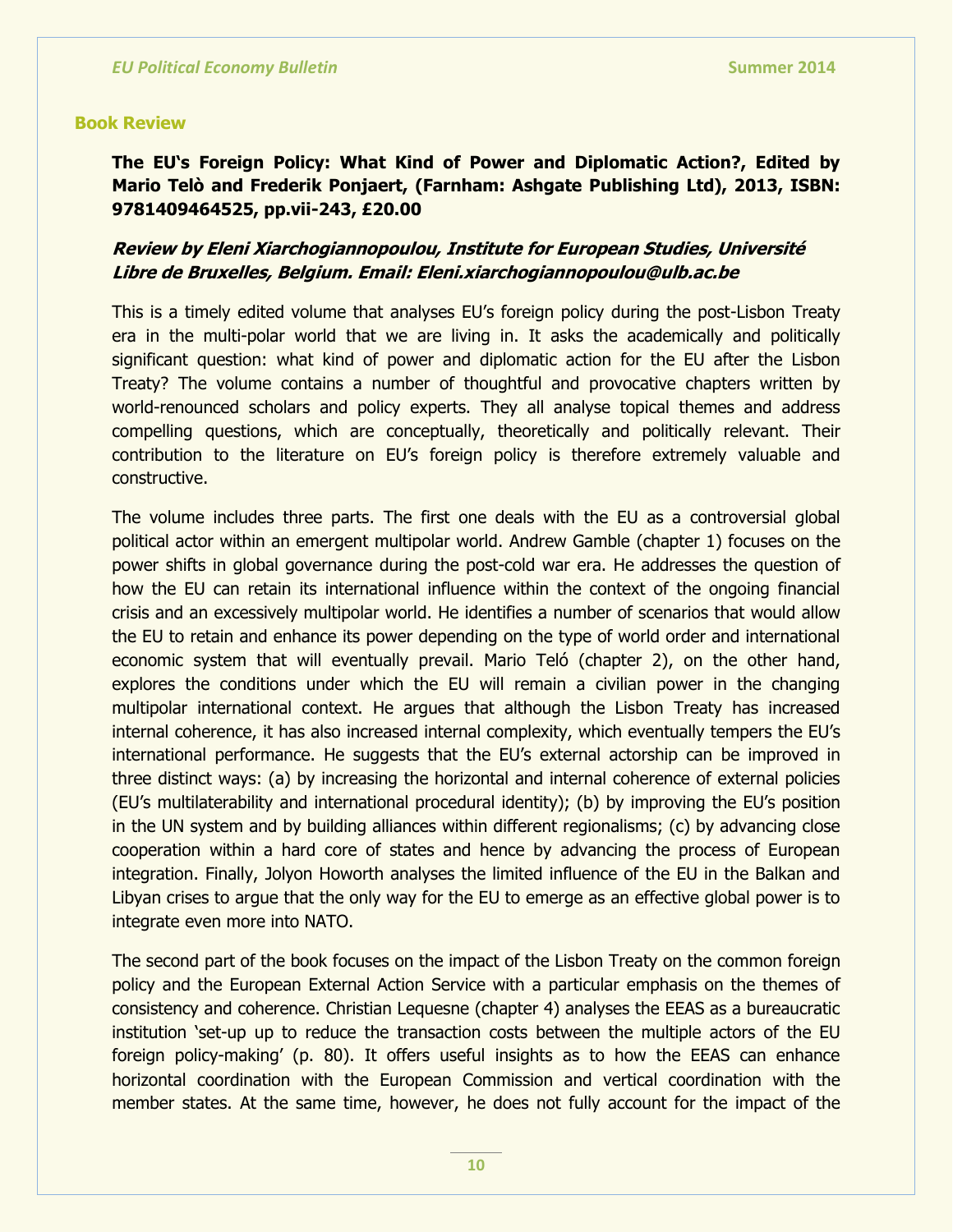## Book Review

**The EU's Foreign Policy: What Kind of Power and Diplomatic Action?, Edited by Mario Telò and Frederik Ponjaert, (Farnham: Ashgate Publishing Ltd), 2013, ISBN: 9781409464525, pp.vii-243, £20.00**

***Review by Eleni Xiarchogiannopoulou, Institute for European Studies, Université Libre de Bruxelles, Belgium. Email: Eleni.xiarchogiannopoulou@ulb.ac.be***

This is a timely edited volume that analyses EU's foreign policy during the post-Lisbon Treaty era in the multi-polar world that we are living in. It asks the academically and politically significant question: what kind of power and diplomatic action for the EU after the Lisbon Treaty? The volume contains a number of thoughtful and provocative chapters written by world-renounced scholars and policy experts. They all analyse topical themes and address compelling questions, which are conceptually, theoretically and politically relevant. Their contribution to the literature on EU's foreign policy is therefore extremely valuable and constructive.

The volume includes three parts. The first one deals with the EU as a controversial global political actor within an emergent multipolar world. Andrew Gamble (chapter 1) focuses on the power shifts in global governance during the post-cold war era. He addresses the question of how the EU can retain its international influence within the context of the ongoing financial crisis and an excessively multipolar world. He identifies a number of scenarios that would allow the EU to retain and enhance its power depending on the type of world order and international economic system that will eventually prevail. Mario Teló (chapter 2), on the other hand, explores the conditions under which the EU will remain a civilian power in the changing multipolar international context. He argues that although the Lisbon Treaty has increased internal coherence, it has also increased internal complexity, which eventually tempers the EU's international performance. He suggests that the EU's external actorship can be improved in three distinct ways: (a) by increasing the horizontal and internal coherence of external policies (EU's multilaterability and international procedural identity); (b) by improving the EU's position in the UN system and by building alliances within different regionalisms; (c) by advancing close cooperation within a hard core of states and hence by advancing the process of European integration. Finally, Jolyon Howorth analyses the limited influence of the EU in the Balkan and Libyan crises to argue that the only way for the EU to emerge as an effective global power is to integrate even more into NATO.

The second part of the book focuses on the impact of the Lisbon Treaty on the common foreign policy and the European External Action Service with a particular emphasis on the themes of consistency and coherence. Christian Lequesne (chapter 4) analyses the EEAS as a bureaucratic institution 'set-up up to reduce the transaction costs between the multiple actors of the EU foreign policy-making' (p. 80). It offers useful insights as to how the EEAS can enhance horizontal coordination with the European Commission and vertical coordination with the member states. At the same time, however, he does not fully account for the impact of the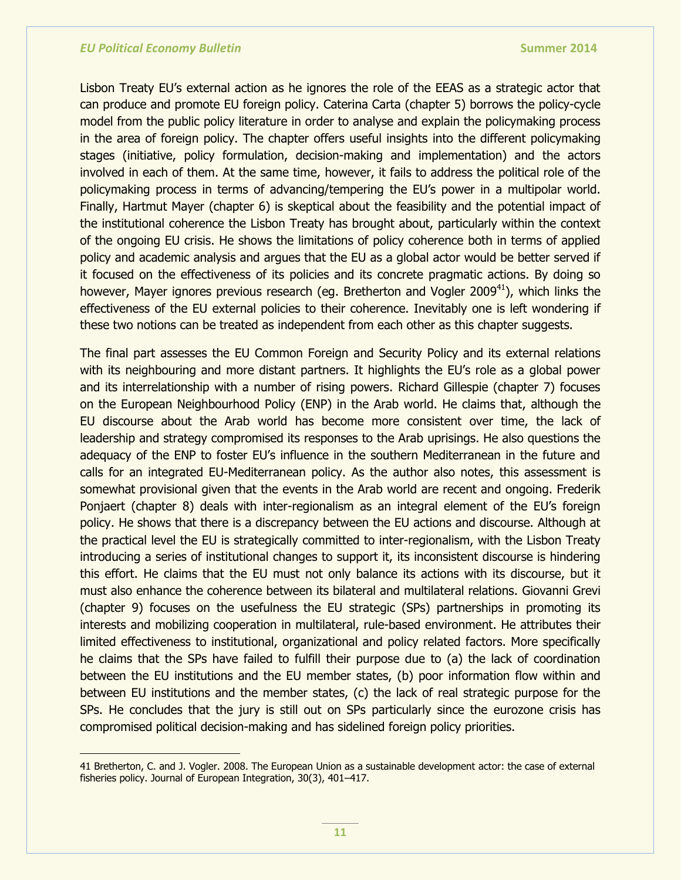Lisbon Treaty EU's external action as he ignores the role of the EEAS as a strategic actor that can produce and promote EU foreign policy. Caterina Carta (chapter 5) borrows the policy-cycle model from the public policy literature in order to analyse and explain the policymaking process in the area of foreign policy. The chapter offers useful insights into the different policymaking stages (initiative, policy formulation, decision-making and implementation) and the actors involved in each of them. At the same time, however, it fails to address the political role of the policymaking process in terms of advancing/tempering the EU's power in a multipolar world. Finally, Hartmut Mayer (chapter 6) is skeptical about the feasibility and the potential impact of the institutional coherence the Lisbon Treaty has brought about, particularly within the context of the ongoing EU crisis. He shows the limitations of policy coherence both in terms of applied policy and academic analysis and argues that the EU as a global actor would be better served if it focused on the effectiveness of its policies and its concrete pragmatic actions. By doing so however, Mayer ignores previous research (eg. Bretherton and Vogler 2009[41]), which links the effectiveness of the EU external policies to their coherence. Inevitably one is left wondering if these two notions can be treated as independent from each other as this chapter suggests.

The final part assesses the EU Common Foreign and Security Policy and its external relations with its neighbouring and more distant partners. It highlights the EU's role as a global power and its interrelationship with a number of rising powers. Richard Gillespie (chapter 7) focuses on the European Neighbourhood Policy (ENP) in the Arab world. He claims that, although the EU discourse about the Arab world has become more consistent over time, the lack of leadership and strategy compromised its responses to the Arab uprisings. He also questions the adequacy of the ENP to foster EU's influence in the southern Mediterranean in the future and calls for an integrated EU-Mediterranean policy. As the author also notes, this assessment is somewhat provisional given that the events in the Arab world are recent and ongoing. Frederik Ponjaert (chapter 8) deals with inter-regionalism as an integral element of the EU's foreign policy. He shows that there is a discrepancy between the EU actions and discourse. Although at the practical level the EU is strategically committed to inter-regionalism, with the Lisbon Treaty introducing a series of institutional changes to support it, its inconsistent discourse is hindering this effort. He claims that the EU must not only balance its actions with its discourse, but it must also enhance the coherence between its bilateral and multilateral relations. Giovanni Grevi (chapter 9) focuses on the usefulness the EU strategic (SPs) partnerships in promoting its interests and mobilizing cooperation in multilateral, rule-based environment. He attributes their limited effectiveness to institutional, organizational and policy related factors. More specifically he claims that the SPs have failed to fulfill their purpose due to (a) the lack of coordination between the EU institutions and the EU member states, (b) poor information flow within and between EU institutions and the member states, (c) the lack of real strategic purpose for the SPs. He concludes that the jury is still out on SPs particularly since the eurozone crisis has compromised political decision-making and has sidelined foreign policy priorities.

---

41 Bretherton, C. and J. Vogler. 2008. The European Union as a sustainable development actor: the case of external fisheries policy. Journal of European Integration, 30(3), 401–417.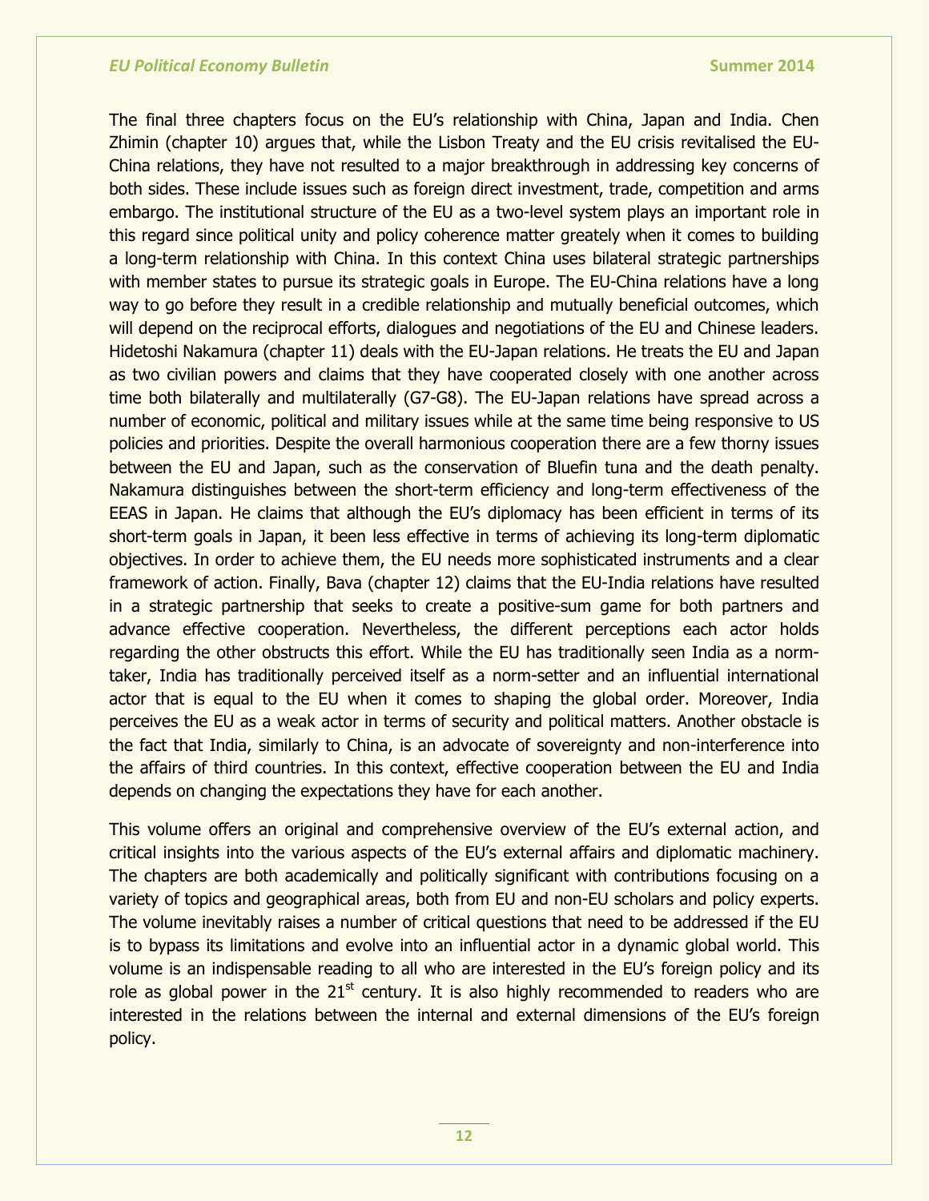The final three chapters focus on the EU's relationship with China, Japan and India. Chen Zhimin (chapter 10) argues that, while the Lisbon Treaty and the EU crisis revitalised the EU-China relations, they have not resulted to a major breakthrough in addressing key concerns of both sides. These include issues such as foreign direct investment, trade, competition and arms embargo. The institutional structure of the EU as a two-level system plays an important role in this regard since political unity and policy coherence matter greately when it comes to building a long-term relationship with China. In this context China uses bilateral strategic partnerships with member states to pursue its strategic goals in Europe. The EU-China relations have a long way to go before they result in a credible relationship and mutually beneficial outcomes, which will depend on the reciprocal efforts, dialogues and negotiations of the EU and Chinese leaders. Hidetoshi Nakamura (chapter 11) deals with the EU-Japan relations. He treats the EU and Japan as two civilian powers and claims that they have cooperated closely with one another across time both bilaterally and multilaterally (G7-G8). The EU-Japan relations have spread across a number of economic, political and military issues while at the same time being responsive to US policies and priorities. Despite the overall harmonious cooperation there are a few thorny issues between the EU and Japan, such as the conservation of Bluefin tuna and the death penalty. Nakamura distinguishes between the short-term efficiency and long-term effectiveness of the EEAS in Japan. He claims that although the EU's diplomacy has been efficient in terms of its short-term goals in Japan, it been less effective in terms of achieving its long-term diplomatic objectives. In order to achieve them, the EU needs more sophisticated instruments and a clear framework of action. Finally, Bava (chapter 12) claims that the EU-India relations have resulted in a strategic partnership that seeks to create a positive-sum game for both partners and advance effective cooperation. Nevertheless, the different perceptions each actor holds regarding the other obstructs this effort. While the EU has traditionally seen India as a norm-taker, India has traditionally perceived itself as a norm-setter and an influential international actor that is equal to the EU when it comes to shaping the global order. Moreover, India perceives the EU as a weak actor in terms of security and political matters. Another obstacle is the fact that India, similarly to China, is an advocate of sovereignty and non-interference into the affairs of third countries. In this context, effective cooperation between the EU and India depends on changing the expectations they have for each another.

This volume offers an original and comprehensive overview of the EU's external action, and critical insights into the various aspects of the EU's external affairs and diplomatic machinery. The chapters are both academically and politically significant with contributions focusing on a variety of topics and geographical areas, both from EU and non-EU scholars and policy experts. The volume inevitably raises a number of critical questions that need to be addressed if the EU is to bypass its limitations and evolve into an influential actor in a dynamic global world. This volume is an indispensable reading to all who are interested in the EU's foreign policy and its role as global power in the 21st century. It is also highly recommended to readers who are interested in the relations between the internal and external dimensions of the EU's foreign policy.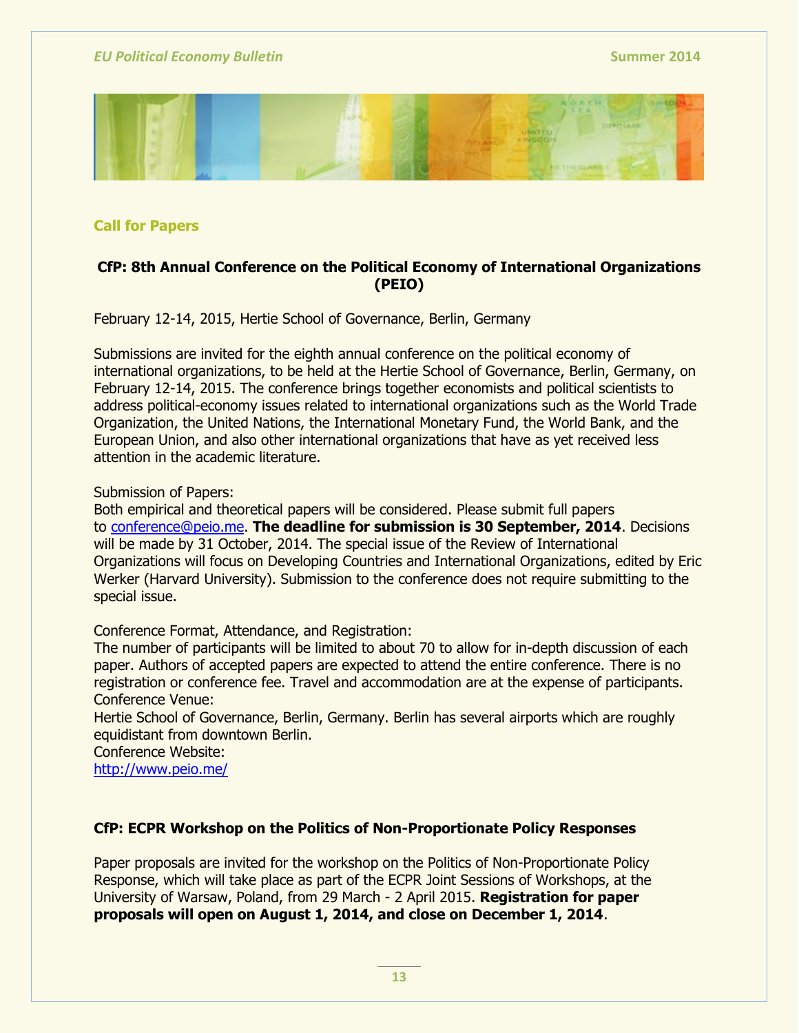## Call for Papers

### CfP: 8th Annual Conference on the Political Economy of International Organizations (PEIO)

February 12-14, 2015, Hertie School of Governance, Berlin, Germany

Submissions are invited for the eighth annual conference on the political economy of international organizations, to be held at the Hertie School of Governance, Berlin, Germany, on February 12-14, 2015. The conference brings together economists and political scientists to address political-economy issues related to international organizations such as the World Trade Organization, the United Nations, the International Monetary Fund, the World Bank, and the European Union, and also other international organizations that have as yet received less attention in the academic literature.

Submission of Papers:
Both empirical and theoretical papers will be considered. Please submit full papers to conference@peio.me. **The deadline for submission is 30 September, 2014**. Decisions will be made by 31 October, 2014. The special issue of the Review of International Organizations will focus on Developing Countries and International Organizations, edited by Eric Werker (Harvard University). Submission to the conference does not require submitting to the special issue.

Conference Format, Attendance, and Registration:
The number of participants will be limited to about 70 to allow for in-depth discussion of each paper. Authors of accepted papers are expected to attend the entire conference. There is no registration or conference fee. Travel and accommodation are at the expense of participants.
Conference Venue:
Hertie School of Governance, Berlin, Germany. Berlin has several airports which are roughly equidistant from downtown Berlin.
Conference Website:
http://www.peio.me/

### CfP: ECPR Workshop on the Politics of Non-Proportionate Policy Responses

Paper proposals are invited for the workshop on the Politics of Non-Proportionate Policy Response, which will take place as part of the ECPR Joint Sessions of Workshops, at the University of Warsaw, Poland, from 29 March - 2 April 2015. **Registration for paper proposals will open on August 1, 2014, and close on December 1, 2014**.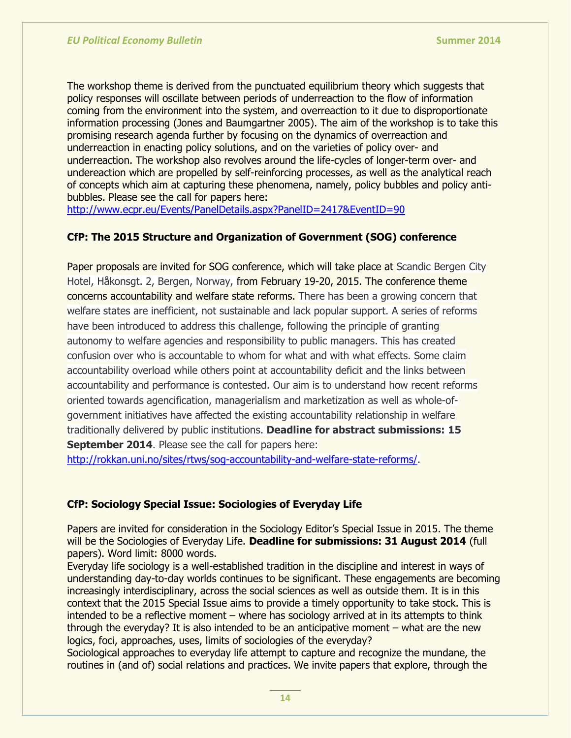The workshop theme is derived from the punctuated equilibrium theory which suggests that policy responses will oscillate between periods of underreaction to the flow of information coming from the environment into the system, and overreaction to it due to disproportionate information processing (Jones and Baumgartner 2005). The aim of the workshop is to take this promising research agenda further by focusing on the dynamics of overreaction and underreaction in enacting policy solutions, and on the varieties of policy over- and underreaction. The workshop also revolves around the life-cycles of longer-term over- and undereaction which are propelled by self-reinforcing processes, as well as the analytical reach of concepts which aim at capturing these phenomena, namely, policy bubbles and policy anti-bubbles. Please see the call for papers here:
http://www.ecpr.eu/Events/PanelDetails.aspx?PanelID=2417&EventID=90

**CfP: The 2015 Structure and Organization of Government (SOG) conference**

Paper proposals are invited for SOG conference, which will take place at Scandic Bergen City Hotel, Håkonsgt. 2, Bergen, Norway, from February 19-20, 2015. The conference theme concerns accountability and welfare state reforms. There has been a growing concern that welfare states are inefficient, not sustainable and lack popular support. A series of reforms have been introduced to address this challenge, following the principle of granting autonomy to welfare agencies and responsibility to public managers. This has created confusion over who is accountable to whom for what and with what effects. Some claim accountability overload while others point at accountability deficit and the links between accountability and performance is contested. Our aim is to understand how recent reforms oriented towards agencification, managerialism and marketization as well as whole-of-government initiatives have affected the existing accountability relationship in welfare traditionally delivered by public institutions. **Deadline for abstract submissions: 15 September 2014**. Please see the call for papers here:
http://rokkan.uni.no/sites/rtws/sog-accountability-and-welfare-state-reforms/.

**CfP: Sociology Special Issue: Sociologies of Everyday Life**

Papers are invited for consideration in the Sociology Editor's Special Issue in 2015. The theme will be the Sociologies of Everyday Life. **Deadline for submissions: 31 August 2014** (full papers). Word limit: 8000 words.
Everyday life sociology is a well-established tradition in the discipline and interest in ways of understanding day-to-day worlds continues to be significant. These engagements are becoming increasingly interdisciplinary, across the social sciences as well as outside them. It is in this context that the 2015 Special Issue aims to provide a timely opportunity to take stock. This is intended to be a reflective moment – where has sociology arrived at in its attempts to think through the everyday? It is also intended to be an anticipative moment – what are the new logics, foci, approaches, uses, limits of sociologies of the everyday?
Sociological approaches to everyday life attempt to capture and recognize the mundane, the routines in (and of) social relations and practices. We invite papers that explore, through the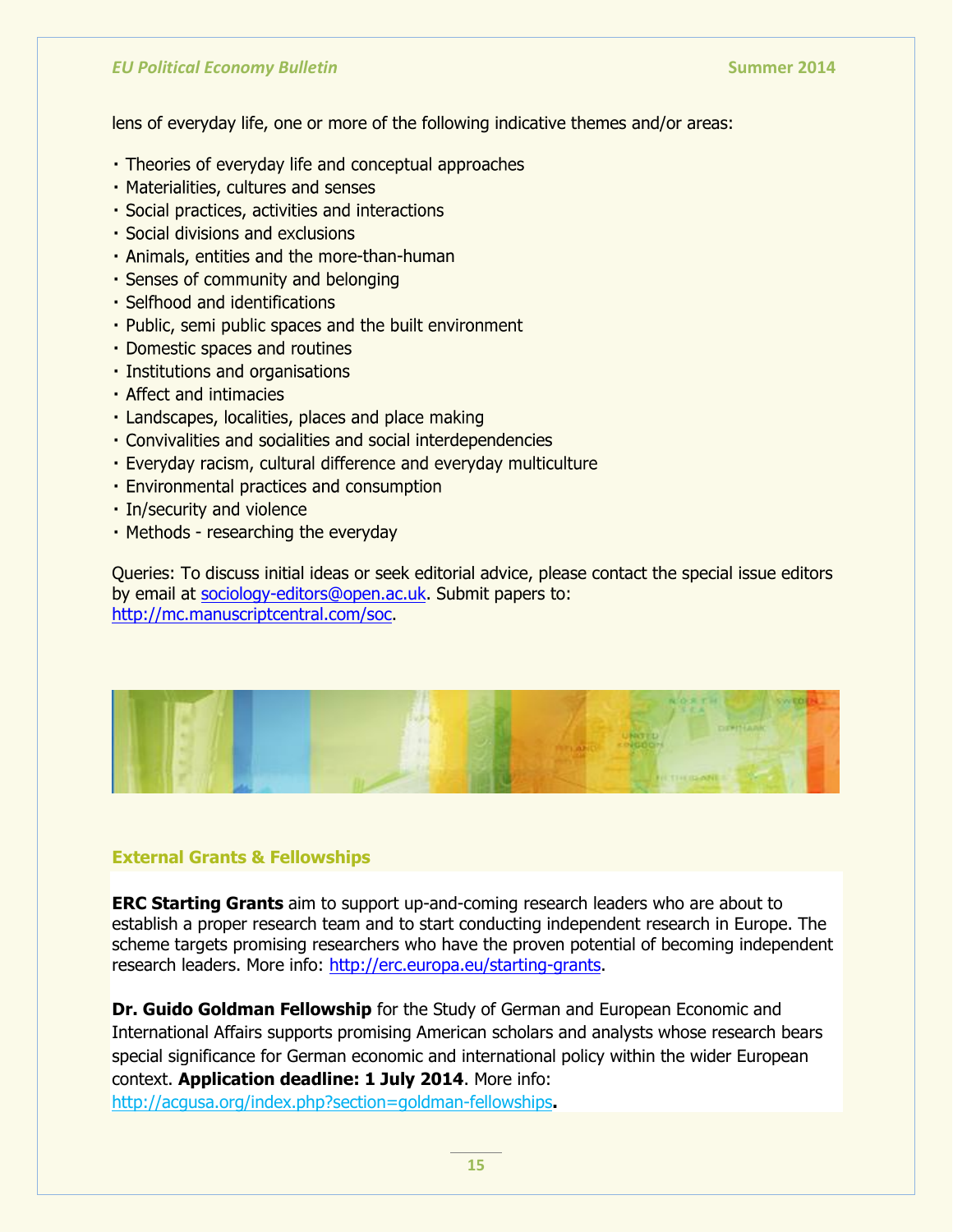lens of everyday life, one or more of the following indicative themes and/or areas:

- Theories of everyday life and conceptual approaches
- Materialities, cultures and senses
- Social practices, activities and interactions
- Social divisions and exclusions
- Animals, entities and the more-than-human
- Senses of community and belonging
- Selfhood and identifications
- Public, semi public spaces and the built environment
- Domestic spaces and routines
- Institutions and organisations
- Affect and intimacies
- Landscapes, localities, places and place making
- Convivialities and socialities and social interdependencies
- Everyday racism, cultural difference and everyday multiculture
- Environmental practices and consumption
- In/security and violence
- Methods - researching the everyday

Queries: To discuss initial ideas or seek editorial advice, please contact the special issue editors by email at sociology-editors@open.ac.uk. Submit papers to: http://mc.manuscriptcentral.com/soc.

## External Grants & Fellowships

**ERC Starting Grants** aim to support up-and-coming research leaders who are about to establish a proper research team and to start conducting independent research in Europe. The scheme targets promising researchers who have the proven potential of becoming independent research leaders. More info: http://erc.europa.eu/starting-grants.

**Dr. Guido Goldman Fellowship** for the Study of German and European Economic and International Affairs supports promising American scholars and analysts whose research bears special significance for German economic and international policy within the wider European context. **Application deadline: 1 July 2014**. More info: http://acgusa.org/index.php?section=goldman-fellowships.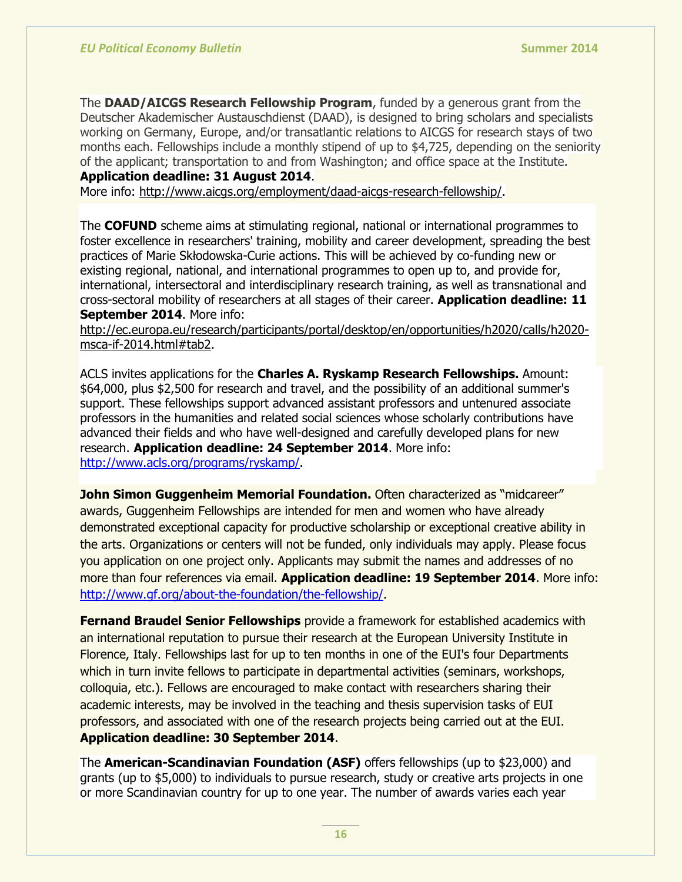The **DAAD/AICGS Research Fellowship Program**, funded by a generous grant from the Deutscher Akademischer Austauschdienst (DAAD), is designed to bring scholars and specialists working on Germany, Europe, and/or transatlantic relations to AICGS for research stays of two months each. Fellowships include a monthly stipend of up to $4,725, depending on the seniority of the applicant; transportation to and from Washington; and office space at the Institute. **Application deadline: 31 August 2014**.
More info: http://www.aicgs.org/employment/daad-aicgs-research-fellowship/.

The **COFUND** scheme aims at stimulating regional, national or international programmes to foster excellence in researchers' training, mobility and career development, spreading the best practices of Marie Skłodowska-Curie actions. This will be achieved by co-funding new or existing regional, national, and international programmes to open up to, and provide for, international, intersectoral and interdisciplinary research training, as well as transnational and cross-sectoral mobility of researchers at all stages of their career. **Application deadline: 11 September 2014**. More info: http://ec.europa.eu/research/participants/portal/desktop/en/opportunities/h2020/calls/h2020-msca-if-2014.html#tab2.

ACLS invites applications for the **Charles A. Ryskamp Research Fellowships.** Amount: $64,000, plus $2,500 for research and travel, and the possibility of an additional summer's support. These fellowships support advanced assistant professors and untenured associate professors in the humanities and related social sciences whose scholarly contributions have advanced their fields and who have well-designed and carefully developed plans for new research. **Application deadline: 24 September 2014**. More info: http://www.acls.org/programs/ryskamp/.

**John Simon Guggenheim Memorial Foundation.** Often characterized as "midcareer" awards, Guggenheim Fellowships are intended for men and women who have already demonstrated exceptional capacity for productive scholarship or exceptional creative ability in the arts. Organizations or centers will not be funded, only individuals may apply. Please focus you application on one project only. Applicants may submit the names and addresses of no more than four references via email. **Application deadline: 19 September 2014**. More info: http://www.gf.org/about-the-foundation/the-fellowship/.

**Fernand Braudel Senior Fellowships** provide a framework for established academics with an international reputation to pursue their research at the European University Institute in Florence, Italy. Fellowships last for up to ten months in one of the EUI's four Departments which in turn invite fellows to participate in departmental activities (seminars, workshops, colloquia, etc.). Fellows are encouraged to make contact with researchers sharing their academic interests, may be involved in the teaching and thesis supervision tasks of EUI professors, and associated with one of the research projects being carried out at the EUI. **Application deadline: 30 September 2014**.

The **American-Scandinavian Foundation (ASF)** offers fellowships (up to $23,000) and grants (up to $5,000) to individuals to pursue research, study or creative arts projects in one or more Scandinavian country for up to one year. The number of awards varies each year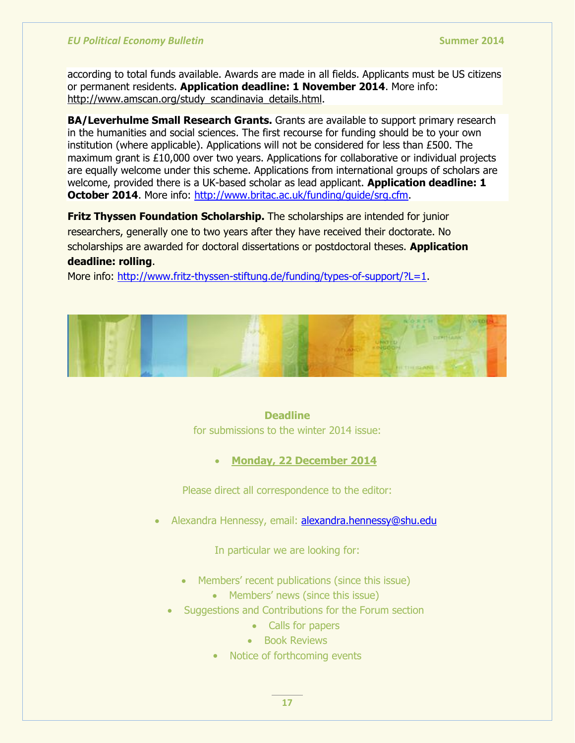according to total funds available. Awards are made in all fields. Applicants must be US citizens or permanent residents. **Application deadline: 1 November 2014**. More info: http://www.amscan.org/study_scandinavia_details.html.

**BA/Leverhulme Small Research Grants.** Grants are available to support primary research in the humanities and social sciences. The first recourse for funding should be to your own institution (where applicable). Applications will not be considered for less than £500. The maximum grant is £10,000 over two years. Applications for collaborative or individual projects are equally welcome under this scheme. Applications from international groups of scholars are welcome, provided there is a UK-based scholar as lead applicant. **Application deadline: 1 October 2014**. More info: http://www.britac.ac.uk/funding/guide/srg.cfm.

**Fritz Thyssen Foundation Scholarship.** The scholarships are intended for junior researchers, generally one to two years after they have received their doctorate. No scholarships are awarded for doctoral dissertations or postdoctoral theses. **Application deadline: rolling**.
More info: http://www.fritz-thyssen-stiftung.de/funding/types-of-support/?L=1.

**Deadline**

for submissions to the winter 2014 issue:

- **Monday, 22 December 2014**

Please direct all correspondence to the editor:

- Alexandra Hennessy, email: alexandra.hennessy@shu.edu

In particular we are looking for:

- Members' recent publications (since this issue)
- Members' news (since this issue)
- Suggestions and Contributions for the Forum section
- Calls for papers
- Book Reviews
- Notice of forthcoming events